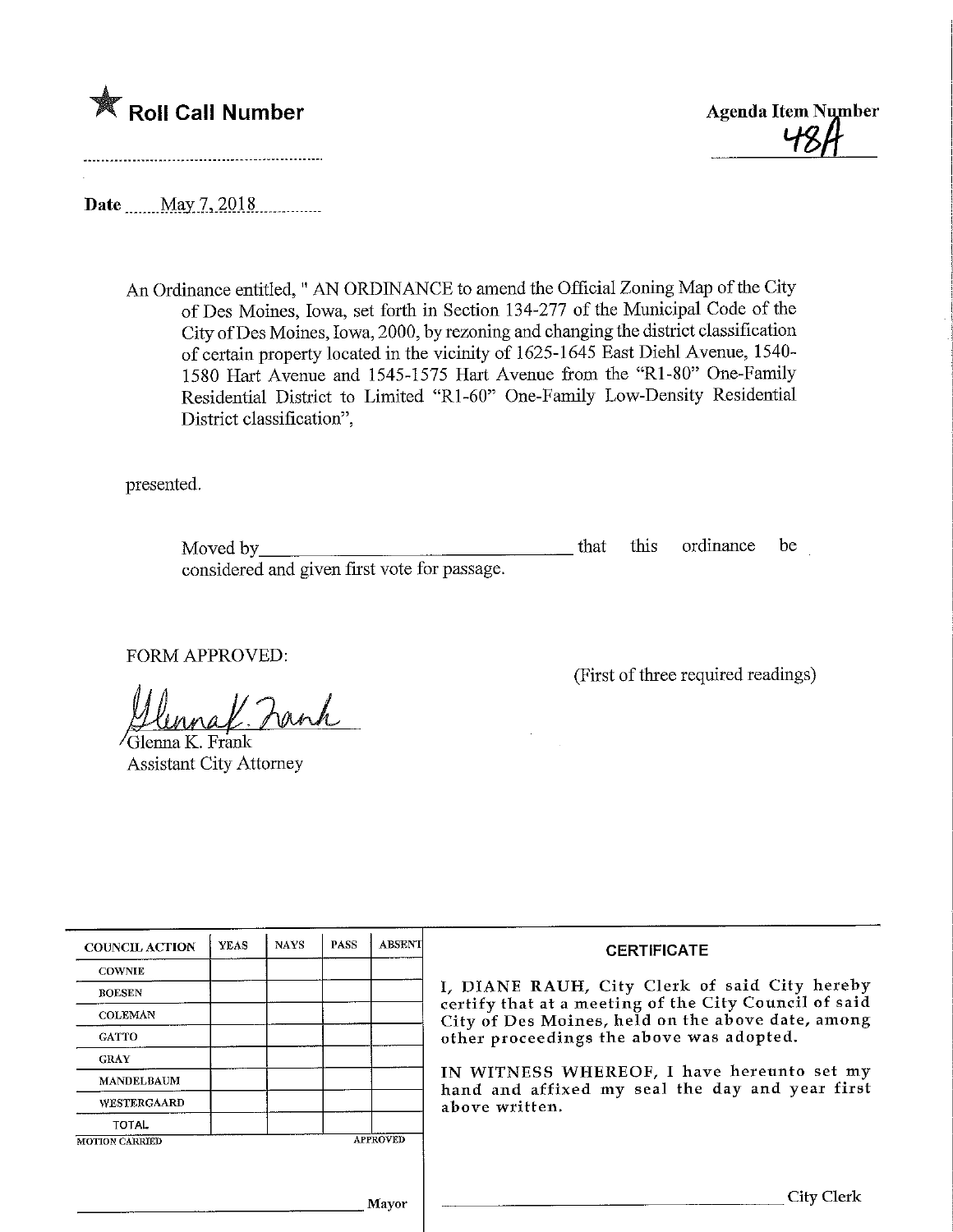★ **Roll Call Number**

**Agenda Item Number**
48A

**Date** May 7, 2018

An Ordinance entitled, " AN ORDINANCE to amend the Official Zoning Map of the City of Des Moines, Iowa, set forth in Section 134-277 of the Municipal Code of the City of Des Moines, Iowa, 2000, by rezoning and changing the district classification of certain property located in the vicinity of 1625-1645 East Diehl Avenue, 1540-1580 Hart Avenue and 1545-1575 Hart Avenue from the "R1-80" One-Family Residential District to Limited "R1-60" One-Family Low-Density Residential District classification",

presented.

Moved by\_\_\_\_\_\_\_\_\_\_\_\_\_\_\_\_\_\_\_\_\_\_\_\_\_\_\_\_\_\_ that this ordinance be considered and given first vote for passage.

FORM APPROVED:

Glenna K. Frank
Glenna K. Frank
Assistant City Attorney

(First of three required readings)

| COUNCIL ACTION | YEAS | NAYS | PASS | ABSENT |
|---|---|---|---|---|
| COWNIE | | | | |
| BOESEN | | | | |
| COLEMAN | | | | |
| GATTO | | | | |
| GRAY | | | | |
| MANDELBAUM | | | | |
| WESTERGAARD | | | | |
| TOTAL | | | | |

MOTION CARRIED APPROVED

\_\_\_\_\_\_\_\_\_\_\_\_\_\_\_\_\_\_\_\_\_\_ Mayor

**CERTIFICATE**

I, DIANE RAUH, City Clerk of said City hereby certify that at a meeting of the City Council of said City of Des Moines, held on the above date, among other proceedings the above was adopted.

IN WITNESS WHEREOF, I have hereunto set my hand and affixed my seal the day and year first above written.

\_\_\_\_\_\_\_\_\_\_\_\_\_\_\_\_\_\_\_\_\_\_ City Clerk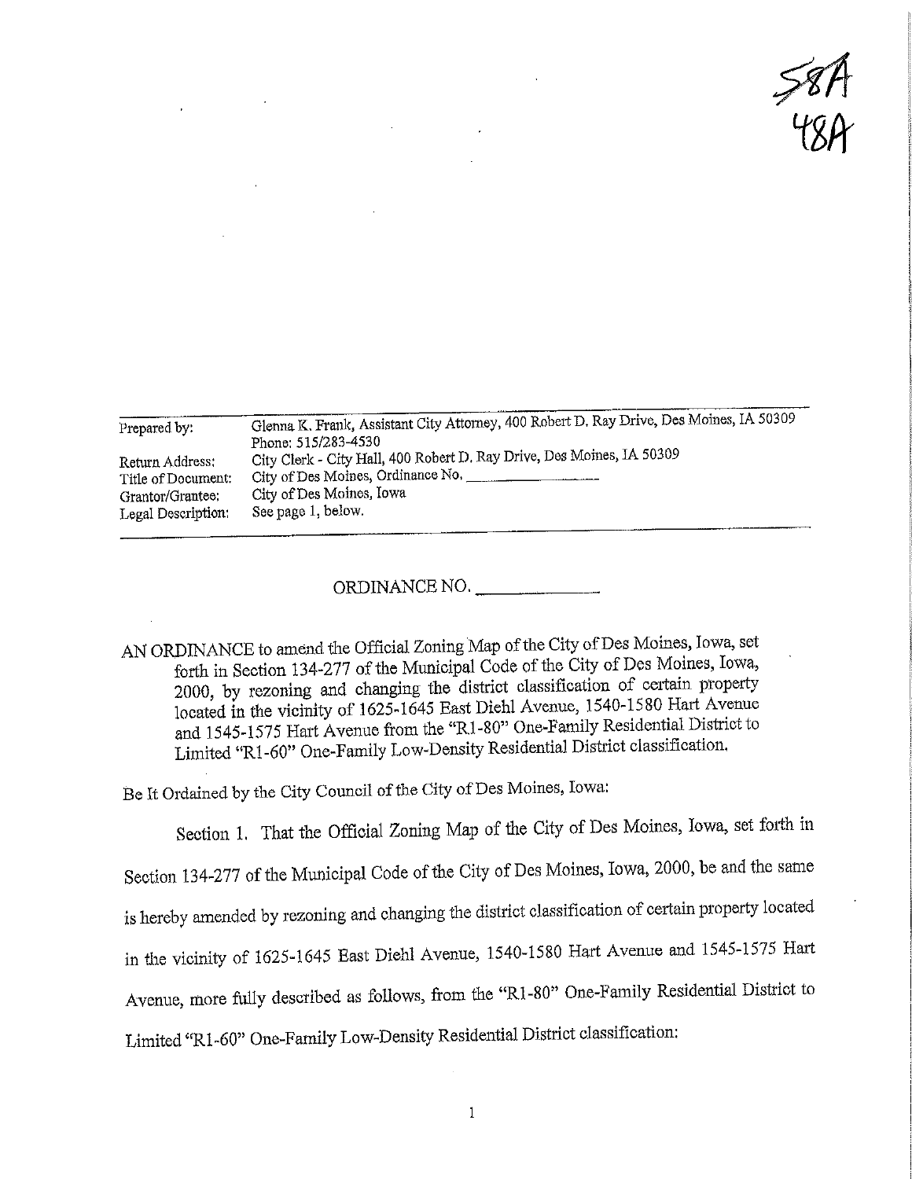58A
48A

| Prepared by: | Glenna K. Frank, Assistant City Attorney, 400 Robert D. Ray Drive, Des Moines, IA 50309 Phone: 515/283-4530 |
|---|---|
| Return Address: | City Clerk - City Hall, 400 Robert D. Ray Drive, Des Moines, IA 50309 |
| Title of Document: | City of Des Moines, Ordinance No. _______________ |
| Grantor/Grantee: | City of Des Moines, Iowa |
| Legal Description: | See page 1, below. |

ORDINANCE NO. _____________

AN ORDINANCE to amend the Official Zoning Map of the City of Des Moines, Iowa, set forth in Section 134-277 of the Municipal Code of the City of Des Moines, Iowa, 2000, by rezoning and changing the district classification of certain property located in the vicinity of 1625-1645 East Diehl Avenue, 1540-1580 Hart Avenue and 1545-1575 Hart Avenue from the "R1-80" One-Family Residential District to Limited "R1-60" One-Family Low-Density Residential District classification.

Be It Ordained by the City Council of the City of Des Moines, Iowa:

Section 1. That the Official Zoning Map of the City of Des Moines, Iowa, set forth in Section 134-277 of the Municipal Code of the City of Des Moines, Iowa, 2000, be and the same is hereby amended by rezoning and changing the district classification of certain property located in the vicinity of 1625-1645 East Diehl Avenue, 1540-1580 Hart Avenue and 1545-1575 Hart Avenue, more fully described as follows, from the "R1-80" One-Family Residential District to Limited "R1-60" One-Family Low-Density Residential District classification: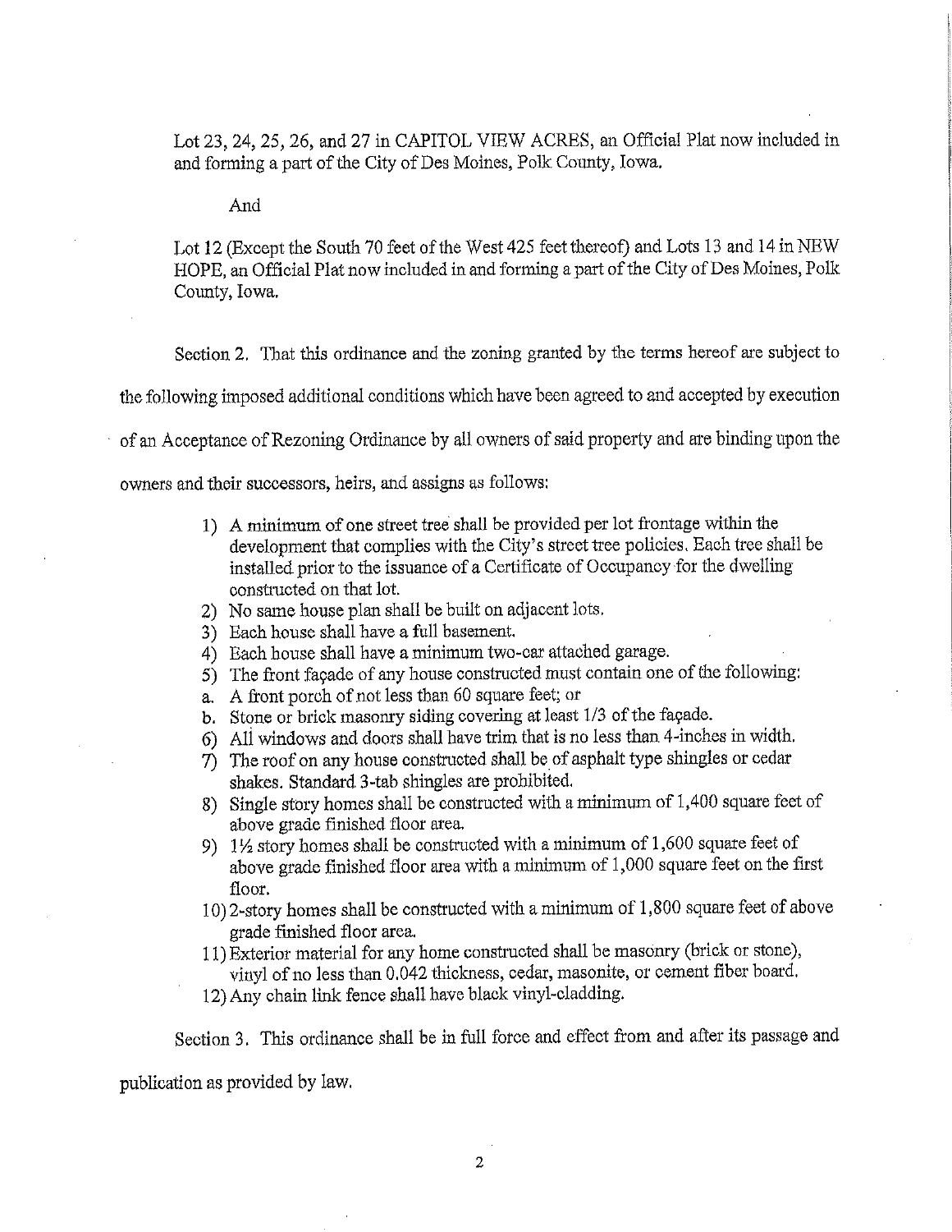Lot 23, 24, 25, 26, and 27 in CAPITOL VIEW ACRES, an Official Plat now included in and forming a part of the City of Des Moines, Polk County, Iowa.

And

Lot 12 (Except the South 70 feet of the West 425 feet thereof) and Lots 13 and 14 in NEW HOPE, an Official Plat now included in and forming a part of the City of Des Moines, Polk County, Iowa.

Section 2. That this ordinance and the zoning granted by the terms hereof are subject to the following imposed additional conditions which have been agreed to and accepted by execution of an Acceptance of Rezoning Ordinance by all owners of said property and are binding upon the owners and their successors, heirs, and assigns as follows:

1) A minimum of one street tree shall be provided per lot frontage within the development that complies with the City's street tree policies. Each tree shall be installed prior to the issuance of a Certificate of Occupancy for the dwelling constructed on that lot.
2) No same house plan shall be built on adjacent lots.
3) Each house shall have a full basement.
4) Each house shall have a minimum two-car attached garage.
5) The front façade of any house constructed must contain one of the following:
   a. A front porch of not less than 60 square feet; or
   b. Stone or brick masonry siding covering at least 1/3 of the façade.
6) All windows and doors shall have trim that is no less than 4-inches in width.
7) The roof on any house constructed shall be of asphalt type shingles or cedar shakes. Standard 3-tab shingles are prohibited.
8) Single story homes shall be constructed with a minimum of 1,400 square feet of above grade finished floor area.
9) 1½ story homes shall be constructed with a minimum of 1,600 square feet of above grade finished floor area with a minimum of 1,000 square feet on the first floor.
10) 2-story homes shall be constructed with a minimum of 1,800 square feet of above grade finished floor area.
11) Exterior material for any home constructed shall be masonry (brick or stone), vinyl of no less than 0.042 thickness, cedar, masonite, or cement fiber board.
12) Any chain link fence shall have black vinyl-cladding.

Section 3. This ordinance shall be in full force and effect from and after its passage and publication as provided by law.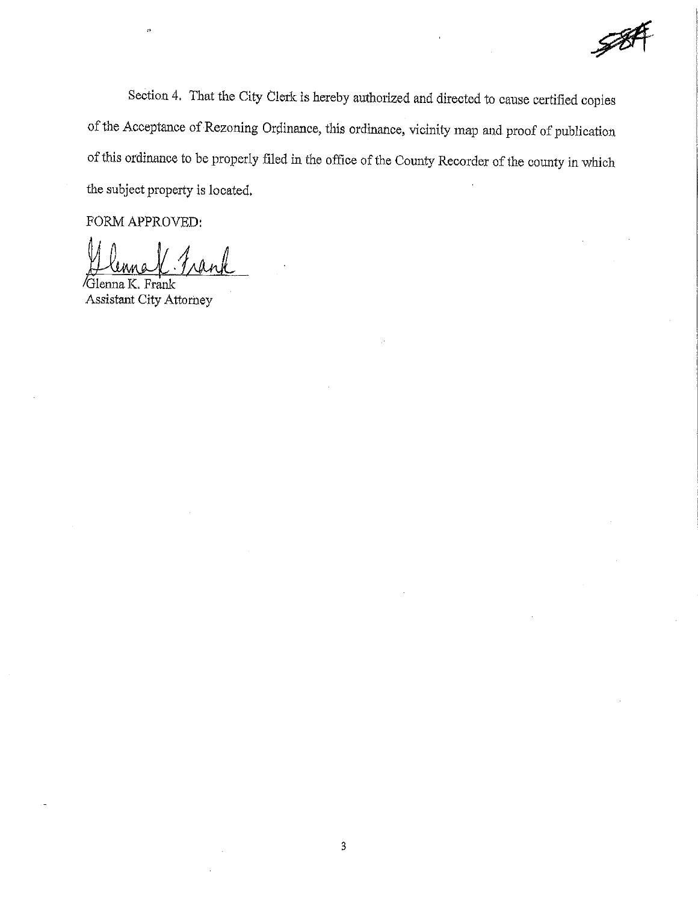Section 4. That the City Clerk is hereby authorized and directed to cause certified copies of the Acceptance of Rezoning Ordinance, this ordinance, vicinity map and proof of publication of this ordinance to be properly filed in the office of the County Recorder of the county in which the subject property is located.

FORM APPROVED:

Glenna K. Frank  
Assistant City Attorney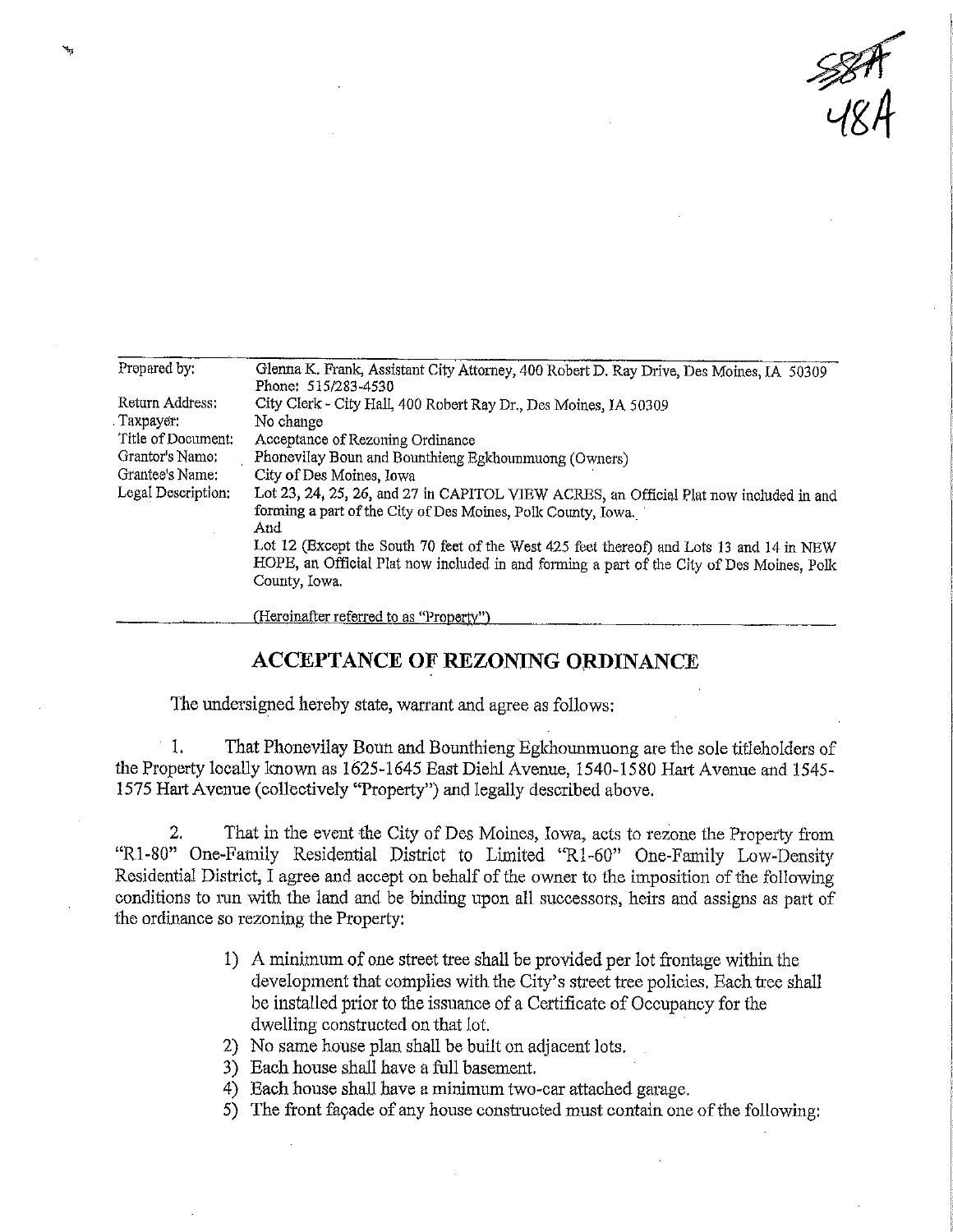58A
48A

| Prepared by: | Glenna K. Frank, Assistant City Attorney, 400 Robert D. Ray Drive, Des Moines, IA 50309 Phone: 515/283-4530 |
|---|---|
| Return Address: | City Clerk - City Hall, 400 Robert Ray Dr., Des Moines, IA 50309 |
| Taxpayer: | No change |
| Title of Document: | Acceptance of Rezoning Ordinance |
| Grantor's Name: | Phonevilay Boun and Bounthieng Egkhounmuong (Owners) |
| Grantee's Name: | City of Des Moines, Iowa |
| Legal Description: | Lot 23, 24, 25, 26, and 27 in CAPITOL VIEW ACRES, an Official Plat now included in and forming a part of the City of Des Moines, Polk County, Iowa. And Lot 12 (Except the South 70 feet of the West 425 feet thereof) and Lots 13 and 14 in NEW HOPE, an Official Plat now included in and forming a part of the City of Des Moines, Polk County, Iowa. |

(Hereinafter referred to as "Property")

## ACCEPTANCE OF REZONING ORDINANCE

The undersigned hereby state, warrant and agree as follows:

1. That Phonevilay Boun and Bounthieng Egkhounmuong are the sole titleholders of the Property locally known as 1625-1645 East Diehl Avenue, 1540-1580 Hart Avenue and 1545-1575 Hart Avenue (collectively "Property") and legally described above.

2. That in the event the City of Des Moines, Iowa, acts to rezone the Property from "R1-80" One-Family Residential District to Limited "R1-60" One-Family Low-Density Residential District, I agree and accept on behalf of the owner to the imposition of the following conditions to run with the land and be binding upon all successors, heirs and assigns as part of the ordinance so rezoning the Property:

   1) A minimum of one street tree shall be provided per lot frontage within the development that complies with the City's street tree policies. Each tree shall be installed prior to the issuance of a Certificate of Occupancy for the dwelling constructed on that lot.
   2) No same house plan shall be built on adjacent lots.
   3) Each house shall have a full basement.
   4) Each house shall have a minimum two-car attached garage.
   5) The front façade of any house constructed must contain one of the following: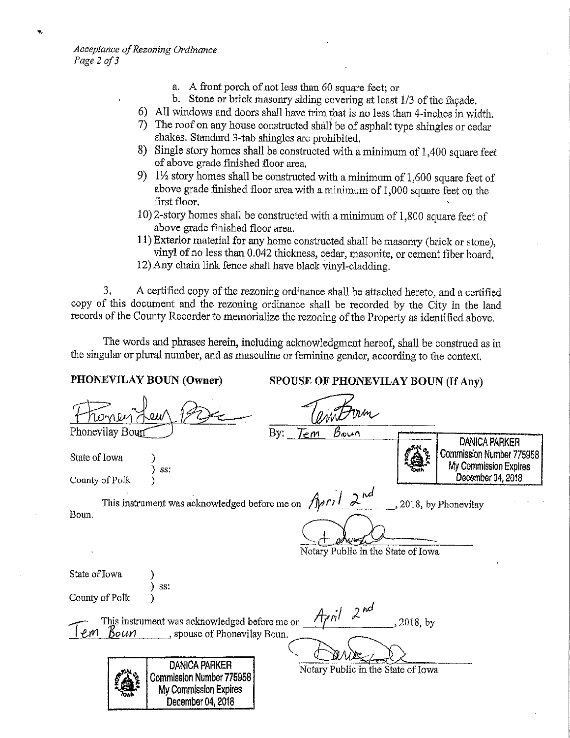a. A front porch of not less than 60 square feet; or
b. Stone or brick masonry siding covering at least 1/3 of the façade.

6) All windows and doors shall have trim that is no less than 4-inches in width.
7) The roof on any house constructed shall be of asphalt type shingles or cedar shakes. Standard 3-tab shingles are prohibited.
8) Single story homes shall be constructed with a minimum of 1,400 square feet of above grade finished floor area.
9) 1½ story homes shall be constructed with a minimum of 1,600 square feet of above grade finished floor area with a minimum of 1,000 square feet on the first floor.
10) 2-story homes shall be constructed with a minimum of 1,800 square feet of above grade finished floor area.
11) Exterior material for any home constructed shall be masonry (brick or stone), vinyl of no less than 0.042 thickness, cedar, masonite, or cement fiber board.
12) Any chain link fence shall have black vinyl-cladding.

3. A certified copy of the rezoning ordinance shall be attached hereto, and a certified copy of this document and the rezoning ordinance shall be recorded by the City in the land records of the County Recorder to memorialize the rezoning of the Property as identified above.

The words and phrases herein, including acknowledgment hereof, shall be construed as in the singular or plural number, and as masculine or feminine gender, according to the context.

**PHONEVILAY BOUN (Owner)**

Phonevilay Boun

**SPOUSE OF PHONEVILAY BOUN (If Any)**

By: Tem Boun

DANICA PARKER
Commission Number 775958
My Commission Expires
December 04, 2018

State of Iowa )
) ss:
County of Polk )

This instrument was acknowledged before me on April 2nd, 2018, by Phonevilay Boun.

Notary Public in the State of Iowa

State of Iowa )
) ss:
County of Polk )

This instrument was acknowledged before me on April 2nd, 2018, by Tem Boun, spouse of Phonevilay Boun.

DANICA PARKER
Commission Number 775958
My Commission Expires
December 04, 2018

Notary Public in the State of Iowa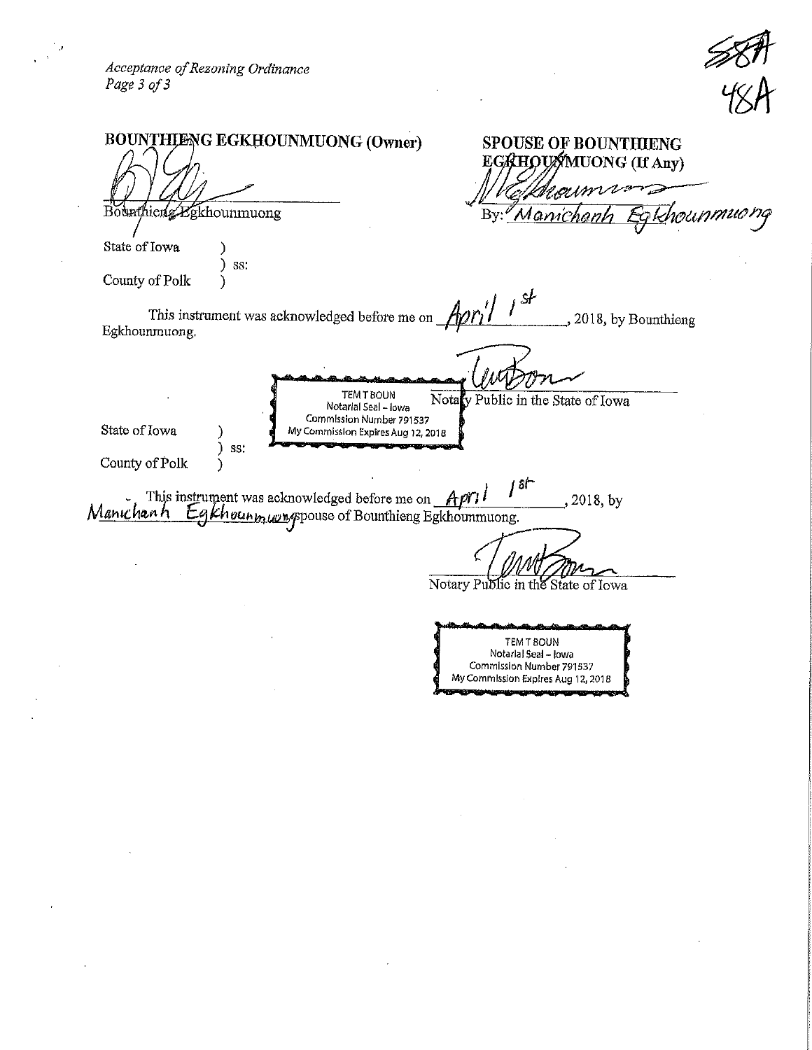58A
48A

**BOUNTHIENG EGKHOUNMUONG (Owner)**

Bounthieng Egkhounmuong

**SPOUSE OF BOUNTHIENG EGKHOUNMUONG (If Any)**

By: *Manichanh Egkhounmuong*

State of Iowa )
) ss:
County of Polk )

This instrument was acknowledged before me on *April 1st*, 2018, by Bounthieng Egkhounmuong.

TEM T BOUN
Notarial Seal – Iowa
Commission Number 791537
My Commission Expires Aug 12, 2018

Notary Public in the State of Iowa

State of Iowa )
) ss:
County of Polk )

This instrument was acknowledged before me on *April 1st*, 2018, by *Manichanh Egkhounmuong* spouse of Bounthieng Egkhounmuong.

Notary Public in the State of Iowa

TEM T BOUN
Notarial Seal – Iowa
Commission Number 791537
My Commission Expires Aug 12, 2018